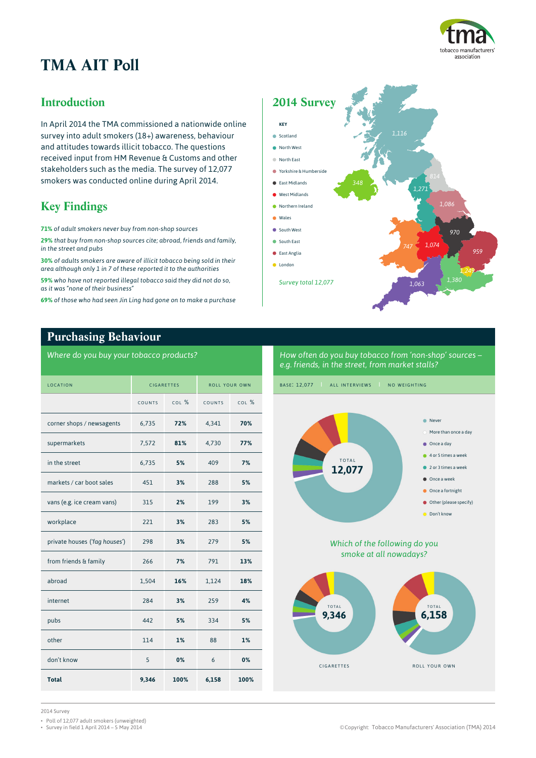# TMA AIT Poll

## Introduction

In April 2014 the TMA commissioned a nationwide online survey into adult smokers (18+) awareness, behaviour and attitudes towards illicit tobacco. The questions received input from HM Revenue & Customs and other stakeholders such as the media. The survey of 12,077 smokers was conducted online during April 2014.

## Key Findings

**71%** *of adult smokers never buy from non-shop sources*

**29%** *that buy from non-shop sources cite; abroad, friends and family, in the street and pubs*

**30%** *of adults smokers are aware of illicit tobacco being sold in their area although only 1 in 7 of these reported it to the authorities*

**59%** *who have not reported illegal tobacco said they did not do so, as it was "none of their business"*

**69%** *of those who had seen Jin Ling had gone on to make a purchase*

## 2014 Survey

KEY

- Scotland – 1,116
- North West – 1,271
- North East – 814
- Yorkshire & Humberside – 1,086
- East Midlands – 970
- West Midlands – 1,074
- Northern Ireland – 348
- Wales – 747
- South West – 1,063
- South East – 1,380
- East Anglia – 959
- London – 1,249

*Survey total 12,077*

## Purchasing Behaviour

*Where do you buy your tobacco products?*

| LOCATION | CIGARETTES | | ROLL YOUR OWN | |
|---|---|---|---|---|
| | COUNTS | COL % | COUNTS | COL % |
| corner shops / newsagents | 6,735 | **72%** | 4,341 | **70%** |
| supermarkets | 7,572 | **81%** | 4,730 | **77%** |
| in the street | 6,735 | **5%** | 409 | **7%** |
| markets / car boot sales | 451 | **3%** | 288 | **5%** |
| vans (e.g. ice cream vans) | 315 | **2%** | 199 | **3%** |
| workplace | 221 | **3%** | 283 | **5%** |
| private houses (*'fag houses'*) | 298 | **3%** | 279 | **5%** |
| from friends & family | 266 | **7%** | 791 | **13%** |
| abroad | 1,504 | **16%** | 1,124 | **18%** |
| internet | 284 | **3%** | 259 | **4%** |
| pubs | 442 | **5%** | 334 | **5%** |
| other | 114 | **1%** | 88 | **1%** |
| don't know | 5 | **0%** | 6 | **0%** |
| **Total** | **9,346** | **100%** | **6,158** | **100%** |

*How often do you buy tobacco from 'non-shop' sources – e.g. friends, in the street, from market stalls?*

BASE: 12,077 | ALL INTERVIEWS | NO WEIGHTING

TOTAL 12,077

- Never
- More than once a day
- Once a day
- 4 or 5 times a week
- 2 or 3 times a week
- Once a week
- Once a fortnight
- Other (please specify)
- Don't know

*Which of the following do you smoke at all nowadays?*

CIGARETTES – TOTAL 9,346

ROLL YOUR OWN – TOTAL 6,158

2014 Survey

- Poll of 12,077 adult smokers (unweighted)
- Survey in field 1 April 2014 – 5 May 2014

©Copyright: Tobacco Manufacturers' Association (TMA) 2014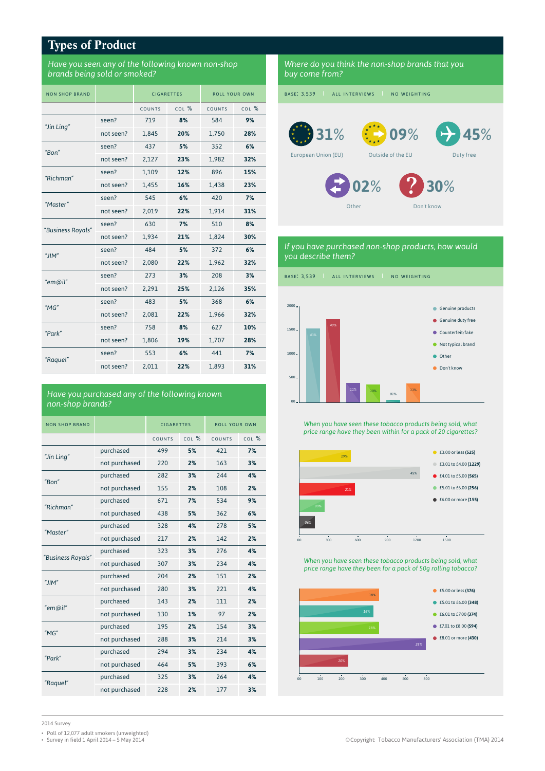# Types of Product

## Have you seen any of the following known non-shop brands being sold or smoked?

| NON SHOP BRAND | | CIGARETTES | | ROLL YOUR OWN | |
|---|---|---|---|---|---|
| | | COUNTS | COL % | COUNTS | COL % |
| "Jin Ling" | seen? | 719 | **8%** | 584 | **9%** |
| | not seen? | 1,845 | **20%** | 1,750 | **28%** |
| "Bon" | seen? | 437 | **5%** | 352 | **6%** |
| | not seen? | 2,127 | **23%** | 1,982 | **32%** |
| "Richman" | seen? | 1,109 | **12%** | 896 | **15%** |
| | not seen? | 1,455 | **16%** | 1,438 | **23%** |
| "Master" | seen? | 545 | **6%** | 420 | **7%** |
| | not seen? | 2,019 | **22%** | 1,914 | **31%** |
| "Business Royals" | seen? | 630 | **7%** | 510 | **8%** |
| | not seen? | 1,934 | **21%** | 1,824 | **30%** |
| "JIM" | seen? | 484 | **5%** | 372 | **6%** |
| | not seen? | 2,080 | **22%** | 1,962 | **32%** |
| "em@il" | seen? | 273 | **3%** | 208 | **3%** |
| | not seen? | 2,291 | **25%** | 2,126 | **35%** |
| "MG" | seen? | 483 | **5%** | 368 | **6%** |
| | not seen? | 2,081 | **22%** | 1,966 | **32%** |
| "Park" | seen? | 758 | **8%** | 627 | **10%** |
| | not seen? | 1,806 | **19%** | 1,707 | **28%** |
| "Raquel" | seen? | 553 | **6%** | 441 | **7%** |
| | not seen? | 2,011 | **22%** | 1,893 | **31%** |

## Have you purchased any of the following known non-shop brands?

| NON SHOP BRAND | | CIGARETTES | | ROLL YOUR OWN | |
|---|---|---|---|---|---|
| | | COUNTS | COL % | COUNTS | COL % |
| "Jin Ling" | purchased | 499 | **5%** | 421 | **7%** |
| | not purchased | 220 | **2%** | 163 | **3%** |
| "Bon" | purchased | 282 | **3%** | 244 | **4%** |
| | not purchased | 155 | **2%** | 108 | **2%** |
| "Richman" | purchased | 671 | **7%** | 534 | **9%** |
| | not purchased | 438 | **5%** | 362 | **6%** |
| "Master" | purchased | 328 | **4%** | 278 | **5%** |
| | not purchased | 217 | **2%** | 142 | **2%** |
| "Business Royals" | purchased | 323 | **3%** | 276 | **4%** |
| | not purchased | 307 | **3%** | 234 | **4%** |
| "JIM" | purchased | 204 | **2%** | 151 | **2%** |
| | not purchased | 280 | **3%** | 221 | **4%** |
| "em@il" | purchased | 143 | **2%** | 111 | **2%** |
| | not purchased | 130 | **1%** | 97 | **2%** |
| "MG" | purchased | 195 | **2%** | 154 | **3%** |
| | not purchased | 288 | **3%** | 214 | **3%** |
| "Park" | purchased | 294 | **3%** | 234 | **4%** |
| | not purchased | 464 | **5%** | 393 | **6%** |
| "Raquel" | purchased | 325 | **3%** | 264 | **4%** |
| | not purchased | 228 | **2%** | 177 | **3%** |

## Where do you think the non-shop brands that you buy come from?

BASE: 3,539 | ALL INTERVIEWS | NO WEIGHTING

- 31% European Union (EU)
- 09% Outside of the EU
- 45% Duty free
- 02% Other
- 30% Don't know

## If you have purchased non-shop products, how would you describe them?

BASE: 3,539 | ALL INTERVIEWS | NO WEIGHTING

- Genuine products: 43%
- Genuine duty free: 49%
- Counterfeit/fake: 11%
- Not typical brand: 10%
- Other: 01%
- Don't know: 11%

*When you have seen these tobacco products being sold, what price range have they been within for a pack of 20 cigarettes?*

- £3.00 or less **(525)**: 19%
- £3.01 to £4.00 **(1229)**: 45%
- £4.01 to £5.00 **(565)**: 21%
- £5.01 to £6.00 **(256)**: 09%
- £6.00 or more **(155)**: 06%

*When you have seen these tobacco products being sold, what price range have they been for a pack of 50g rolling tobacco?*

- £5.00 or less **(376)**: 18%
- £5.01 to £6.00 **(348)**: 16%
- £6.01 to £7.00 **(374)**: 18%
- £7.01 to £8.00 **(594)**: 28%
- £8.01 or more **(430)**: 20%

2014 Survey

- Poll of 12,077 adult smokers (unweighted)
- Survey in field 1 April 2014 – 5 May 2014

©Copyright: Tobacco Manufacturers' Association (TMA) 2014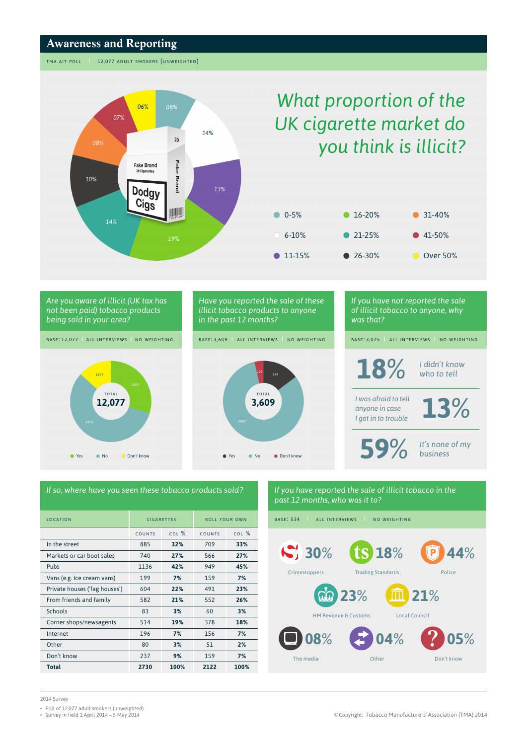# Awareness and Reporting

TMA AIT POLL | 12,077 ADULT SMOKERS (UNWEIGHTED)

## What proportion of the UK cigarette market do you think is illicit?

Fake Brand 20 Cigarettes — Dodgy Cigs

| Range | % |
|---|---|
| 0-5% | 08% |
| 6-10% | 14% |
| 11-15% | 13% |
| 16-20% | 19% |
| 21-25% | 14% |
| 26-30% | 10% |
| 31-40% | 08% |
| 41-50% | 07% |
| Over 50% | 06% |

## Are you aware of illicit (UK tax has not been paid) tobacco products being sold in your area?

BASE: 12,077 | ALL INTERVIEWS | NO WEIGHTING

TOTAL 12,077

- Yes: 3609
- No: 6891
- Don't know: 1577

## Have you reported the sale of these illicit tobacco products to anyone in the past 12 months?

BASE: 3,609 | ALL INTERVIEWS | NO WEIGHTING

TOTAL 3,609

- Yes: 534
- No: 2947
- Don't know: 128

## If you have not reported the sale of illicit tobacco to anyone, why was that?

BASE: 3,075 | ALL INTERVIEWS | NO WEIGHTING

- **18%** I didn't know who to tell
- **13%** I was afraid to tell anyone in case I got in to trouble
- **59%** It's none of my business

## If so, where have you seen these tobacco products sold?

| LOCATION | CIGARETTES | | ROLL YOUR OWN | |
|---|---|---|---|---|
| | COUNTS | COL % | COUNTS | COL % |
| In the street | 885 | **32%** | 709 | **33%** |
| Markets or car boot sales | 740 | **27%** | 566 | **27%** |
| Pubs | 1136 | **42%** | 949 | **45%** |
| Vans (e.g. Ice cream vans) | 199 | **7%** | 159 | **7%** |
| Private houses ('fag houses') | 604 | **22%** | 491 | **23%** |
| From friends and family | 582 | **21%** | 552 | **26%** |
| Schools | 83 | **3%** | 60 | **3%** |
| Corner shops/newsagents | 514 | **19%** | 378 | **18%** |
| Internet | 196 | **7%** | 156 | **7%** |
| Other | 80 | **3%** | 51 | **2%** |
| Don't know | 237 | **9%** | 159 | **7%** |
| **Total** | **2730** | **100%** | **2122** | **100%** |

## If you have reported the sale of illicit tobacco in the past 12 months, who was it to?

BASE: 534 | ALL INTERVIEWS | NO WEIGHTING

- **30%** Crimestoppers
- **18%** Trading Standards
- **44%** Police
- **23%** HM Revenue & Customs
- **21%** Local Council
- **08%** The media
- **04%** Other
- **05%** Don't know

2014 Survey

- Poll of 12,077 adult smokers (unweighted)
- Survey in field 1 April 2014 – 5 May 2014

©Copyright: Tobacco Manufacturers' Association (TMA) 2014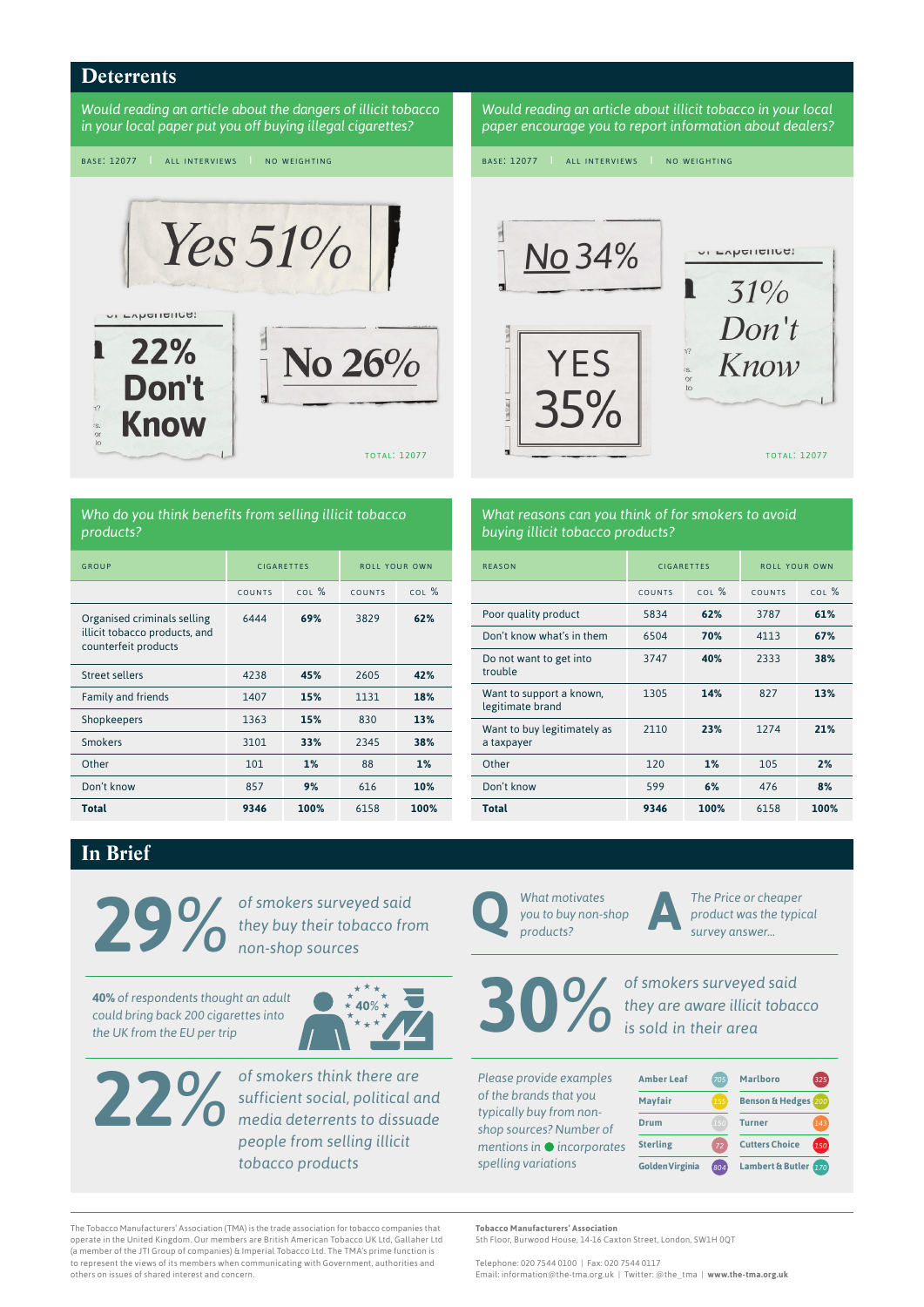## Deterrents

*Would reading an article about the dangers of illicit tobacco in your local paper put you off buying illegal cigarettes?*

BASE: 12077 | ALL INTERVIEWS | NO WEIGHTING

Yes 51%

22% Don't Know

No 26%

TOTAL: 12077

*Would reading an article about illicit tobacco in your local paper encourage you to report information about dealers?*

BASE: 12077 | ALL INTERVIEWS | NO WEIGHTING

No 34%

31% Don't Know

YES 35%

TOTAL: 12077

*Who do you think benefits from selling illicit tobacco products?*

| GROUP | CIGARETTES | | ROLL YOUR OWN | |
|---|---|---|---|---|
| | COUNTS | COL % | COUNTS | COL % |
| Organised criminals selling illicit tobacco products, and counterfeit products | 6444 | **69%** | 3829 | **62%** |
| Street sellers | 4238 | **45%** | 2605 | **42%** |
| Family and friends | 1407 | **15%** | 1131 | **18%** |
| Shopkeepers | 1363 | **15%** | 830 | **13%** |
| Smokers | 3101 | **33%** | 2345 | **38%** |
| Other | 101 | **1%** | 88 | **1%** |
| Don't know | 857 | **9%** | 616 | **10%** |
| **Total** | **9346** | **100%** | 6158 | **100%** |

*What reasons can you think of for smokers to avoid buying illicit tobacco products?*

| REASON | CIGARETTES | | ROLL YOUR OWN | |
|---|---|---|---|---|
| | COUNTS | COL % | COUNTS | COL % |
| Poor quality product | 5834 | **62%** | 3787 | **61%** |
| Don't know what's in them | 6504 | **70%** | 4113 | **67%** |
| Do not want to get into trouble | 3747 | **40%** | 2333 | **38%** |
| Want to support a known, legitimate brand | 1305 | **14%** | 827 | **13%** |
| Want to buy legitimately as a taxpayer | 2110 | **23%** | 1274 | **21%** |
| Other | 120 | **1%** | 105 | **2%** |
| Don't know | 599 | **6%** | 476 | **8%** |
| **Total** | **9346** | **100%** | 6158 | **100%** |

## In Brief

**29%** *of smokers surveyed said they buy their tobacco from non-shop sources*

**40%** *of respondents thought an adult could bring back 200 cigarettes into the UK from the EU per trip*

40%

**22%** *of smokers think there are sufficient social, political and media deterrents to dissuade people from selling illicit tobacco products*

**Q** *What motivates you to buy non-shop products?*

**A** *The Price or cheaper product was the typical survey answer...*

**30%** *of smokers surveyed said they are aware illicit tobacco is sold in their area*

*Please provide examples of the brands that you typically buy from non-shop sources? Number of mentions in ● incorporates spelling variations*

| | | | |
|---|---|---|---|
| Amber Leaf | 705 | Marlboro | 325 |
| Mayfair | 155 | Benson & Hedges | 200 |
| Drum | 150 | Turner | 143 |
| Sterling | 72 | Cutters Choice | 150 |
| Golden Virginia | 804 | Lambert & Butler | 170 |

The Tobacco Manufacturers' Association (TMA) is the trade association for tobacco companies that operate in the United Kingdom. Our members are British American Tobacco UK Ltd, Gallaher Ltd (a member of the JTI Group of companies) & Imperial Tobacco Ltd. The TMA's prime function is to represent the views of its members when communicating with Government, authorities and others on issues of shared interest and concern.

**Tobacco Manufacturers' Association**
5th Floor, Burwood House, 14-16 Caxton Street, London, SW1H 0QT

Telephone: 020 7544 0100 | Fax: 020 7544 0117
Email: information@the-tma.org.uk | Twitter: @the_tma | **www.the-tma.org.uk**